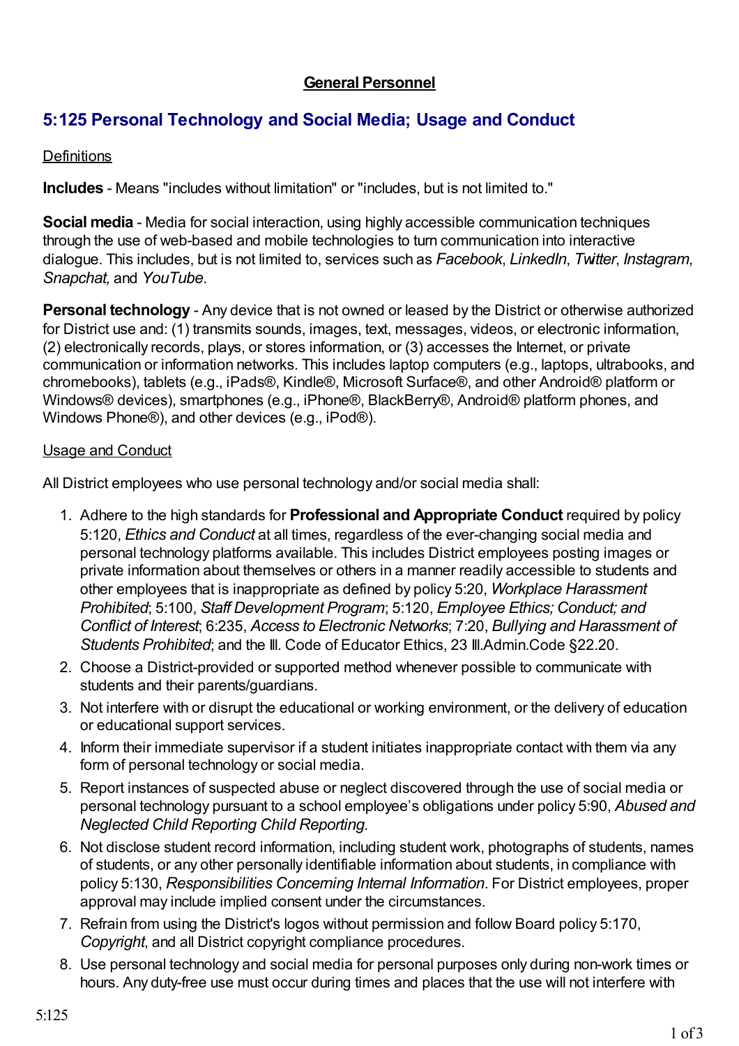**General Personnel**

## 5:125 Personal Technology and Social Media; Usage and Conduct

Definitions

**Includes** - Means "includes without limitation" or "includes, but is not limited to."

**Social media** - Media for social interaction, using highly accessible communication techniques through the use of web-based and mobile technologies to turn communication into interactive dialogue. This includes, but is not limited to, services such as *Facebook*, *LinkedIn*, *Twitter*, *Instagram, Snapchat,* and *YouTube*.

**Personal technology** - Any device that is not owned or leased by the District or otherwise authorized for District use and: (1) transmits sounds, images, text, messages, videos, or electronic information, (2) electronically records, plays, or stores information, or (3) accesses the Internet, or private communication or information networks. This includes laptop computers (e.g., laptops, ultrabooks, and chromebooks), tablets (e.g., iPads®, Kindle®, Microsoft Surface®, and other Android® platform or Windows® devices), smartphones (e.g., iPhone®, BlackBerry®, Android® platform phones, and Windows Phone®), and other devices (e.g., iPod®).

Usage and Conduct

All District employees who use personal technology and/or social media shall:

1. Adhere to the high standards for **Professional and Appropriate Conduct** required by policy 5:120, *Ethics and Conduct* at all times, regardless of the ever-changing social media and personal technology platforms available. This includes District employees posting images or private information about themselves or others in a manner readily accessible to students and other employees that is inappropriate as defined by policy 5:20, *Workplace Harassment Prohibited*; 5:100, *Staff Development Program*; 5:120, *Employee Ethics; Conduct; and Conflict of Interest*; 6:235, *Access to Electronic Networks*; 7:20, *Bullying and Harassment of Students Prohibited*; and the Ill. Code of Educator Ethics, 23 Ill.Admin.Code §22.20.
2. Choose a District-provided or supported method whenever possible to communicate with students and their parents/guardians.
3. Not interfere with or disrupt the educational or working environment, or the delivery of education or educational support services.
4. Inform their immediate supervisor if a student initiates inappropriate contact with them via any form of personal technology or social media.
5. Report instances of suspected abuse or neglect discovered through the use of social media or personal technology pursuant to a school employee's obligations under policy 5:90, *Abused and Neglected Child Reporting Child Reporting*.
6. Not disclose student record information, including student work, photographs of students, names of students, or any other personally identifiable information about students, in compliance with policy 5:130, *Responsibilities Concerning Internal Information*. For District employees, proper approval may include implied consent under the circumstances.
7. Refrain from using the District's logos without permission and follow Board policy 5:170, *Copyright*, and all District copyright compliance procedures.
8. Use personal technology and social media for personal purposes only during non-work times or hours. Any duty-free use must occur during times and places that the use will not interfere with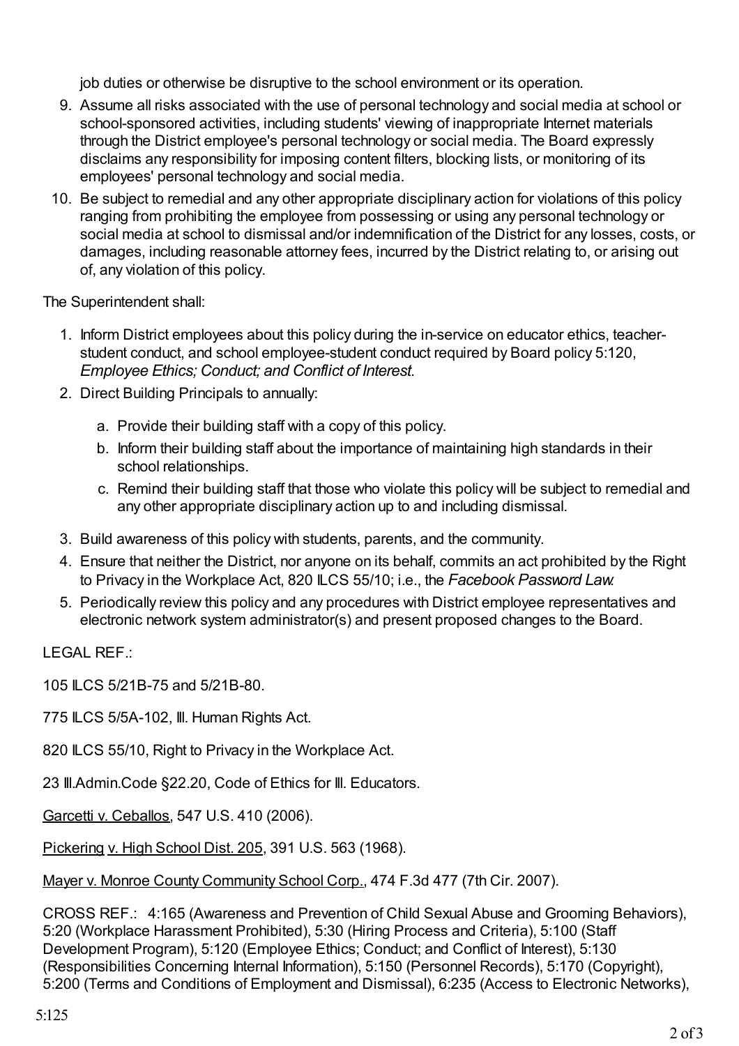job duties or otherwise be disruptive to the school environment or its operation.

9. Assume all risks associated with the use of personal technology and social media at school or school-sponsored activities, including students' viewing of inappropriate Internet materials through the District employee's personal technology or social media. The Board expressly disclaims any responsibility for imposing content filters, blocking lists, or monitoring of its employees' personal technology and social media.
10. Be subject to remedial and any other appropriate disciplinary action for violations of this policy ranging from prohibiting the employee from possessing or using any personal technology or social media at school to dismissal and/or indemnification of the District for any losses, costs, or damages, including reasonable attorney fees, incurred by the District relating to, or arising out of, any violation of this policy.

The Superintendent shall:

1. Inform District employees about this policy during the in-service on educator ethics, teacher-student conduct, and school employee-student conduct required by Board policy 5:120, *Employee Ethics; Conduct; and Conflict of Interest*.
2. Direct Building Principals to annually:
   a. Provide their building staff with a copy of this policy.
   b. Inform their building staff about the importance of maintaining high standards in their school relationships.
   c. Remind their building staff that those who violate this policy will be subject to remedial and any other appropriate disciplinary action up to and including dismissal.
3. Build awareness of this policy with students, parents, and the community.
4. Ensure that neither the District, nor anyone on its behalf, commits an act prohibited by the Right to Privacy in the Workplace Act, 820 ILCS 55/10; i.e., the *Facebook Password Law*.
5. Periodically review this policy and any procedures with District employee representatives and electronic network system administrator(s) and present proposed changes to the Board.

LEGAL REF.:

105 ILCS 5/21B-75 and 5/21B-80.

775 ILCS 5/5A-102, Ill. Human Rights Act.

820 ILCS 55/10, Right to Privacy in the Workplace Act.

23 Ill.Admin.Code §22.20, Code of Ethics for Ill. Educators.

Garcetti v. Ceballos, 547 U.S. 410 (2006).

Pickering v. High School Dist. 205, 391 U.S. 563 (1968).

Mayer v. Monroe County Community School Corp., 474 F.3d 477 (7th Cir. 2007).

CROSS REF.: 4:165 (Awareness and Prevention of Child Sexual Abuse and Grooming Behaviors), 5:20 (Workplace Harassment Prohibited), 5:30 (Hiring Process and Criteria), 5:100 (Staff Development Program), 5:120 (Employee Ethics; Conduct; and Conflict of Interest), 5:130 (Responsibilities Concerning Internal Information), 5:150 (Personnel Records), 5:170 (Copyright), 5:200 (Terms and Conditions of Employment and Dismissal), 6:235 (Access to Electronic Networks),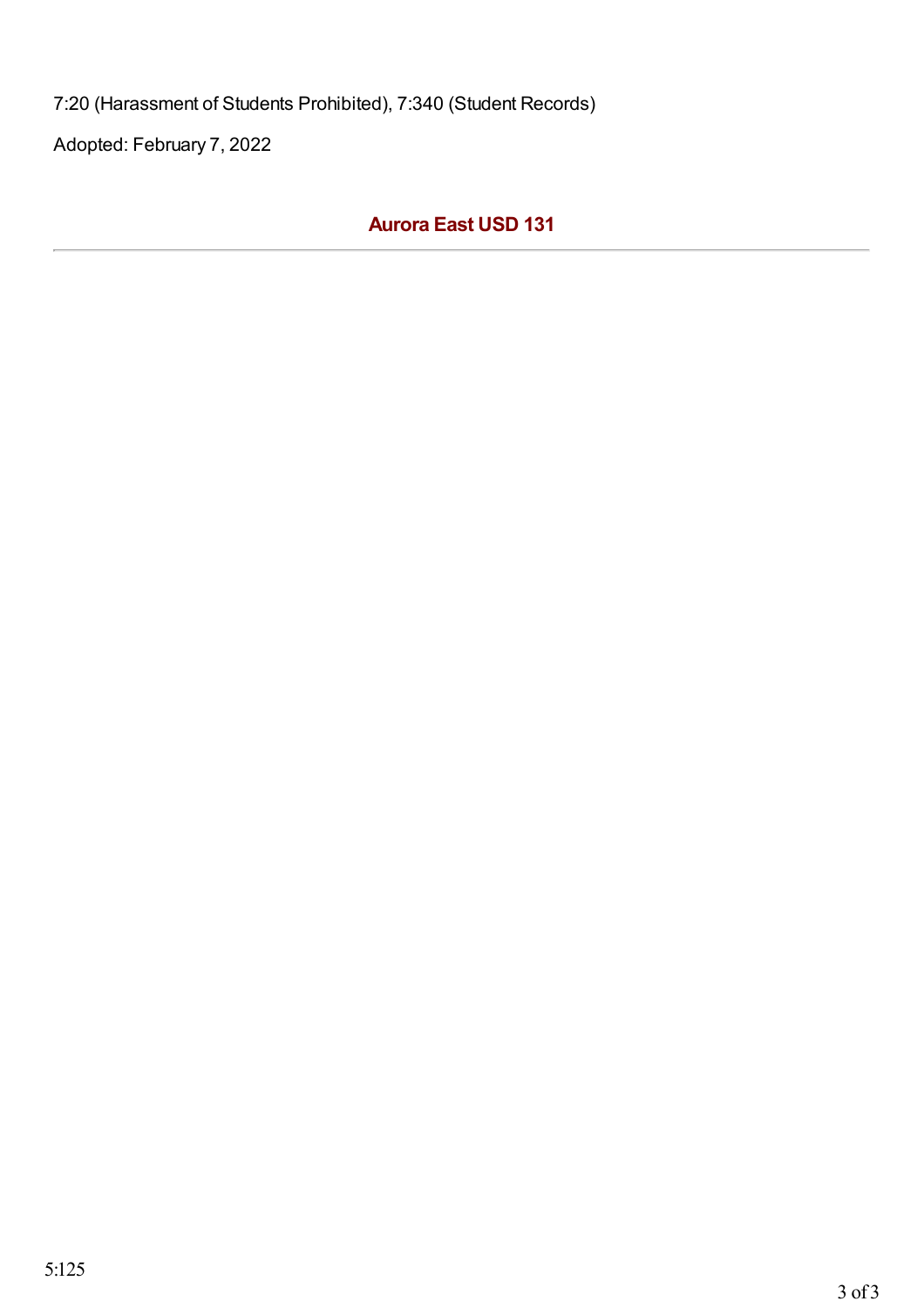7:20 (Harassment of Students Prohibited), 7:340 (Student Records)

Adopted: February 7, 2022

**Aurora East USD 131**

---